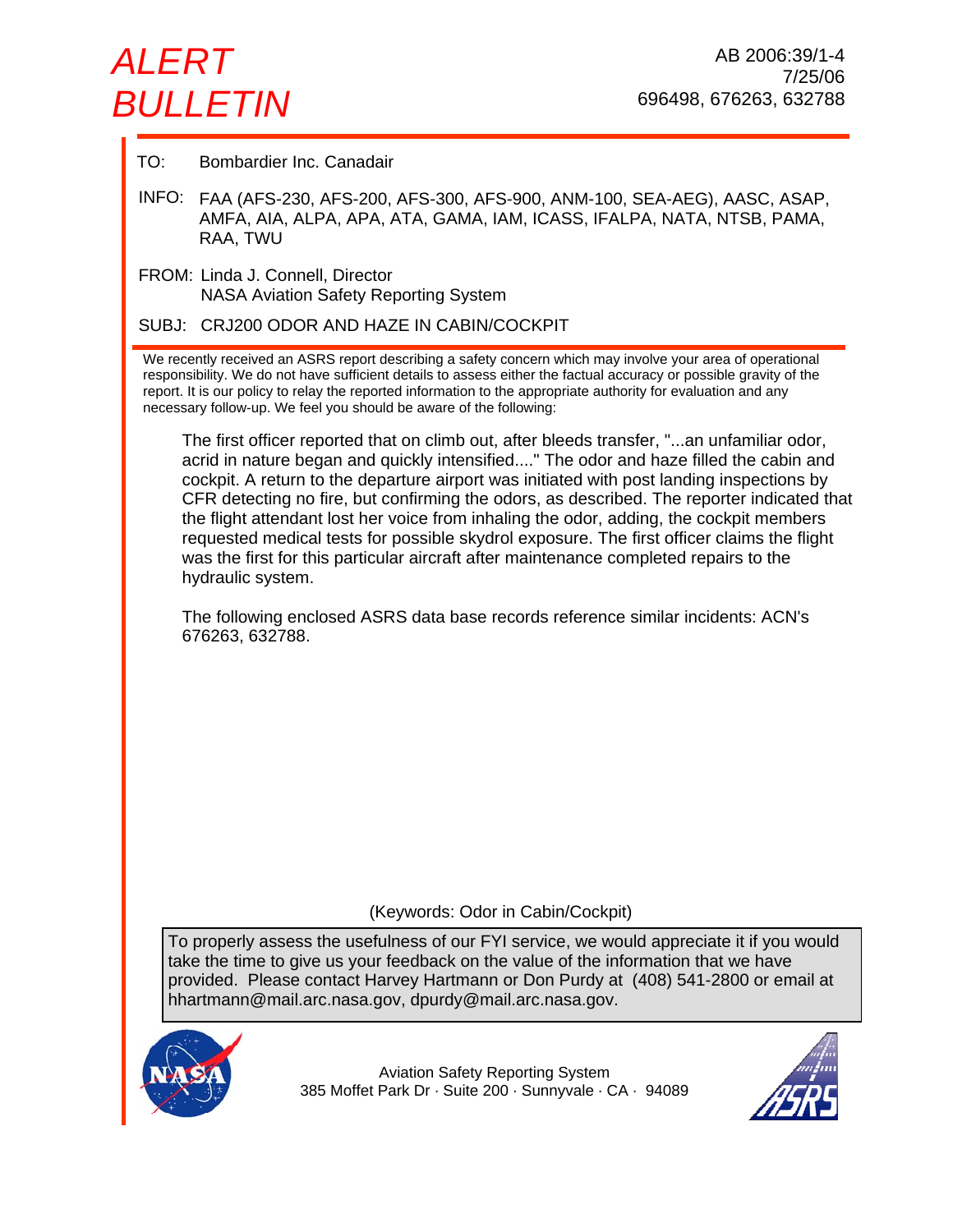# ALERT BULLETIN

AB 2006:39/1-4
7/25/06
696498, 676263, 632788

**TO:** Bombardier Inc. Canadair

**INFO:** FAA (AFS-230, AFS-200, AFS-300, AFS-900, ANM-100, SEA-AEG), AASC, ASAP, AMFA, AIA, ALPA, APA, ATA, GAMA, IAM, ICASS, IFALPA, NATA, NTSB, PAMA, RAA, TWU

**FROM:** Linda J. Connell, Director
NASA Aviation Safety Reporting System

**SUBJ:** CRJ200 ODOR AND HAZE IN CABIN/COCKPIT

---

We recently received an ASRS report describing a safety concern which may involve your area of operational responsibility. We do not have sufficient details to assess either the factual accuracy or possible gravity of the report. It is our policy to relay the reported information to the appropriate authority for evaluation and any necessary follow-up. We feel you should be aware of the following:

The first officer reported that on climb out, after bleeds transfer, "...an unfamiliar odor, acrid in nature began and quickly intensified...." The odor and haze filled the cabin and cockpit. A return to the departure airport was initiated with post landing inspections by CFR detecting no fire, but confirming the odors, as described. The reporter indicated that the flight attendant lost her voice from inhaling the odor, adding, the cockpit members requested medical tests for possible skydrol exposure. The first officer claims the flight was the first for this particular aircraft after maintenance completed repairs to the hydraulic system.

The following enclosed ASRS data base records reference similar incidents: ACN's 676263, 632788.

(Keywords: Odor in Cabin/Cockpit)

To properly assess the usefulness of our FYI service, we would appreciate it if you would take the time to give us your feedback on the value of the information that we have provided. Please contact Harvey Hartmann or Don Purdy at (408) 541-2800 or email at hhartmann@mail.arc.nasa.gov, dpurdy@mail.arc.nasa.gov.

Aviation Safety Reporting System
385 Moffet Park Dr · Suite 200 · Sunnyvale · CA · 94089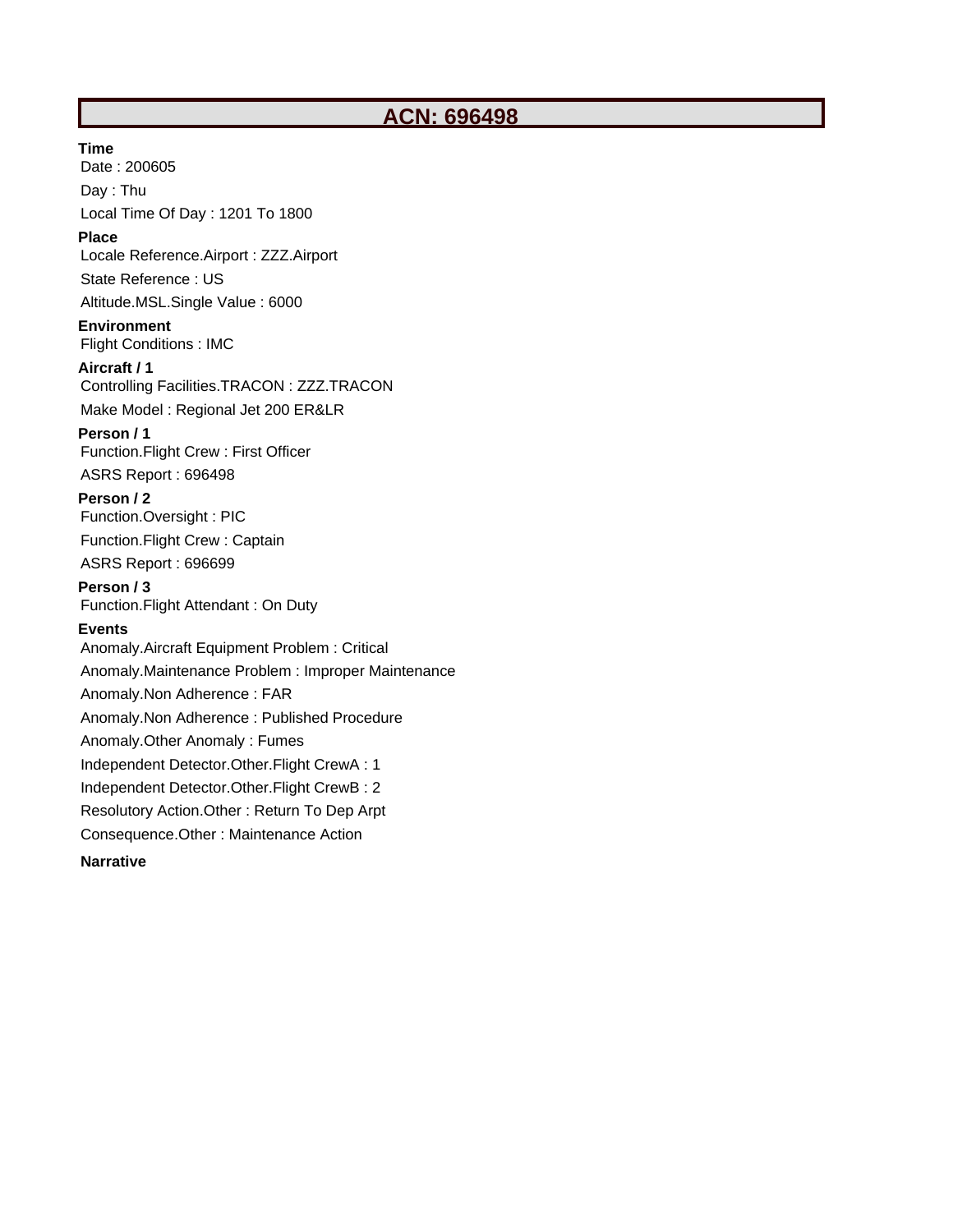# ACN: 696498

**Time**

Date : 200605

Day : Thu

Local Time Of Day : 1201 To 1800

**Place**

Locale Reference.Airport : ZZZ.Airport

State Reference : US

Altitude.MSL.Single Value : 6000

**Environment**

Flight Conditions : IMC

**Aircraft / 1**

Controlling Facilities.TRACON : ZZZ.TRACON

Make Model : Regional Jet 200 ER&LR

**Person / 1**

Function.Flight Crew : First Officer

ASRS Report : 696498

**Person / 2**

Function.Oversight : PIC

Function.Flight Crew : Captain

ASRS Report : 696699

**Person / 3**

Function.Flight Attendant : On Duty

**Events**

Anomaly.Aircraft Equipment Problem : Critical

Anomaly.Maintenance Problem : Improper Maintenance

Anomaly.Non Adherence : FAR

Anomaly.Non Adherence : Published Procedure

Anomaly.Other Anomaly : Fumes

Independent Detector.Other.Flight CrewA : 1

Independent Detector.Other.Flight CrewB : 2

Resolutory Action.Other : Return To Dep Arpt

Consequence.Other : Maintenance Action

**Narrative**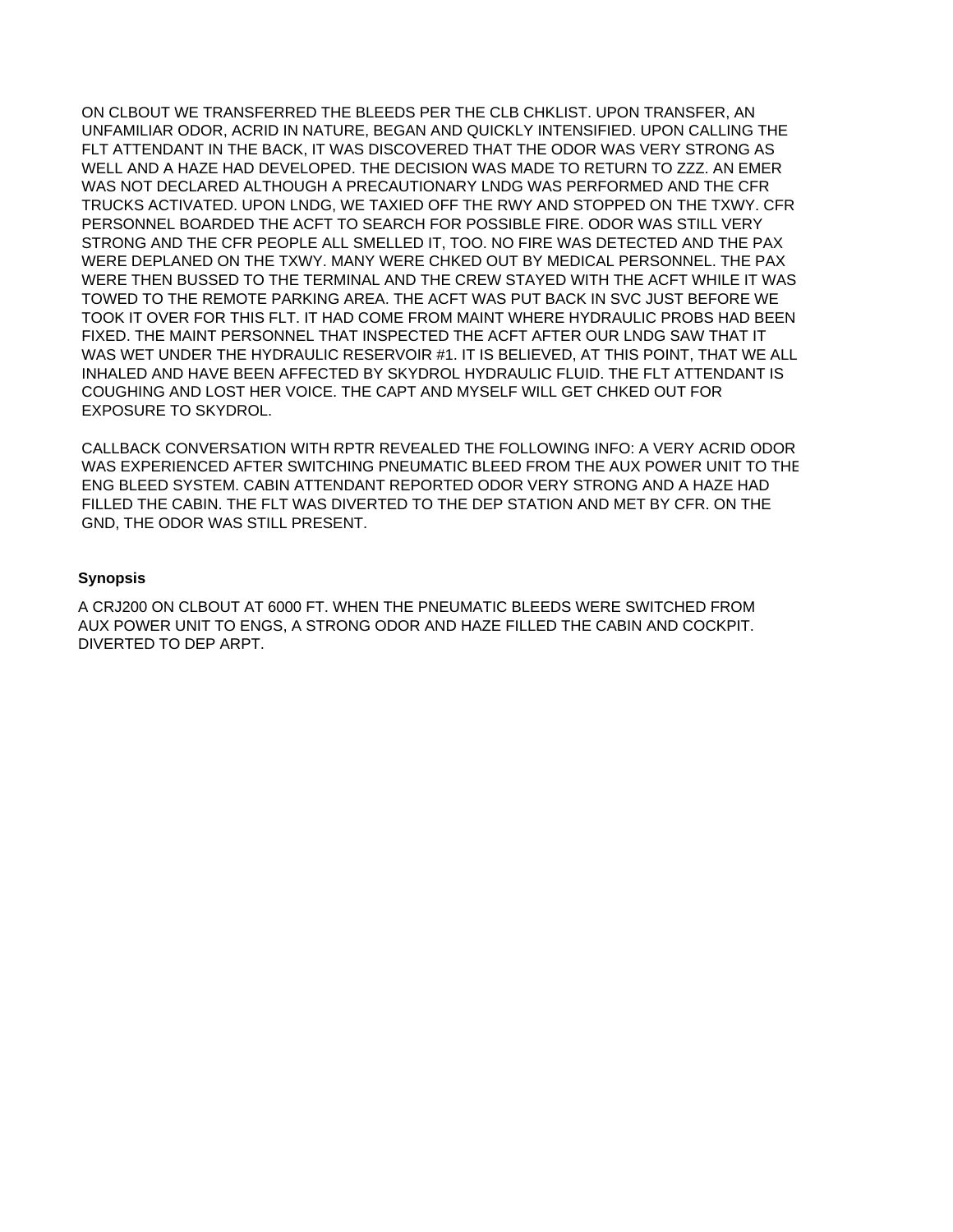ON CLBOUT WE TRANSFERRED THE BLEEDS PER THE CLB CHKLIST. UPON TRANSFER, AN UNFAMILIAR ODOR, ACRID IN NATURE, BEGAN AND QUICKLY INTENSIFIED. UPON CALLING THE FLT ATTENDANT IN THE BACK, IT WAS DISCOVERED THAT THE ODOR WAS VERY STRONG AS WELL AND A HAZE HAD DEVELOPED. THE DECISION WAS MADE TO RETURN TO ZZZ. AN EMER WAS NOT DECLARED ALTHOUGH A PRECAUTIONARY LNDG WAS PERFORMED AND THE CFR TRUCKS ACTIVATED. UPON LNDG, WE TAXIED OFF THE RWY AND STOPPED ON THE TXWY. CFR PERSONNEL BOARDED THE ACFT TO SEARCH FOR POSSIBLE FIRE. ODOR WAS STILL VERY STRONG AND THE CFR PEOPLE ALL SMELLED IT, TOO. NO FIRE WAS DETECTED AND THE PAX WERE DEPLANED ON THE TXWY. MANY WERE CHKED OUT BY MEDICAL PERSONNEL. THE PAX WERE THEN BUSSED TO THE TERMINAL AND THE CREW STAYED WITH THE ACFT WHILE IT WAS TOWED TO THE REMOTE PARKING AREA. THE ACFT WAS PUT BACK IN SVC JUST BEFORE WE TOOK IT OVER FOR THIS FLT. IT HAD COME FROM MAINT WHERE HYDRAULIC PROBS HAD BEEN FIXED. THE MAINT PERSONNEL THAT INSPECTED THE ACFT AFTER OUR LNDG SAW THAT IT WAS WET UNDER THE HYDRAULIC RESERVOIR #1. IT IS BELIEVED, AT THIS POINT, THAT WE ALL INHALED AND HAVE BEEN AFFECTED BY SKYDROL HYDRAULIC FLUID. THE FLT ATTENDANT IS COUGHING AND LOST HER VOICE. THE CAPT AND MYSELF WILL GET CHKED OUT FOR EXPOSURE TO SKYDROL.

CALLBACK CONVERSATION WITH RPTR REVEALED THE FOLLOWING INFO: A VERY ACRID ODOR WAS EXPERIENCED AFTER SWITCHING PNEUMATIC BLEED FROM THE AUX POWER UNIT TO THE ENG BLEED SYSTEM. CABIN ATTENDANT REPORTED ODOR VERY STRONG AND A HAZE HAD FILLED THE CABIN. THE FLT WAS DIVERTED TO THE DEP STATION AND MET BY CFR. ON THE GND, THE ODOR WAS STILL PRESENT.

**Synopsis**

A CRJ200 ON CLBOUT AT 6000 FT. WHEN THE PNEUMATIC BLEEDS WERE SWITCHED FROM AUX POWER UNIT TO ENGS, A STRONG ODOR AND HAZE FILLED THE CABIN AND COCKPIT. DIVERTED TO DEP ARPT.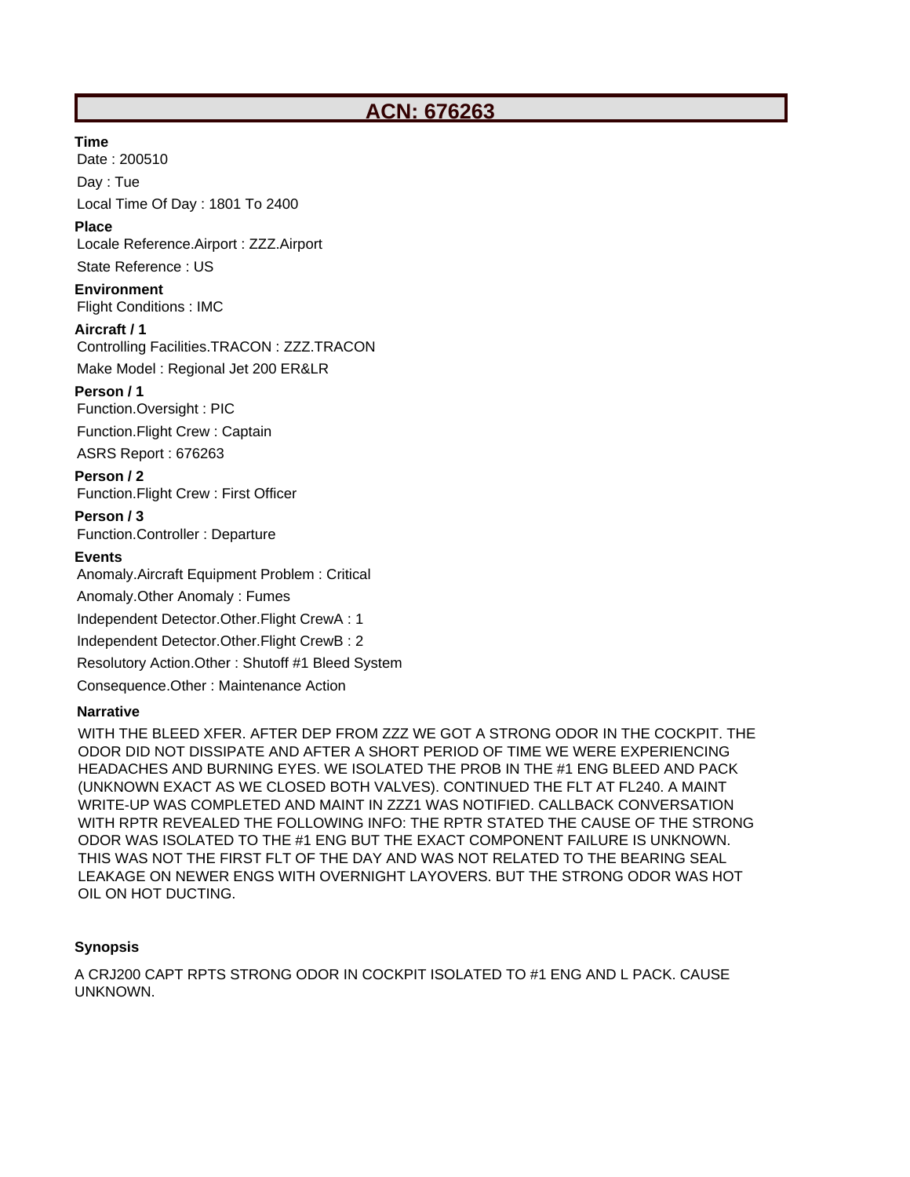# ACN: 676263

**Time**

Date : 200510

Day : Tue

Local Time Of Day : 1801 To 2400

**Place**

Locale Reference.Airport : ZZZ.Airport

State Reference : US

**Environment**

Flight Conditions : IMC

**Aircraft / 1**

Controlling Facilities.TRACON : ZZZ.TRACON

Make Model : Regional Jet 200 ER&LR

**Person / 1**

Function.Oversight : PIC

Function.Flight Crew : Captain

ASRS Report : 676263

**Person / 2**

Function.Flight Crew : First Officer

**Person / 3**

Function.Controller : Departure

**Events**

Anomaly.Aircraft Equipment Problem : Critical

Anomaly.Other Anomaly : Fumes

Independent Detector.Other.Flight CrewA : 1

Independent Detector.Other.Flight CrewB : 2

Resolutory Action.Other : Shutoff #1 Bleed System

Consequence.Other : Maintenance Action

**Narrative**

WITH THE BLEED XFER. AFTER DEP FROM ZZZ WE GOT A STRONG ODOR IN THE COCKPIT. THE ODOR DID NOT DISSIPATE AND AFTER A SHORT PERIOD OF TIME WE WERE EXPERIENCING HEADACHES AND BURNING EYES. WE ISOLATED THE PROB IN THE #1 ENG BLEED AND PACK (UNKNOWN EXACT AS WE CLOSED BOTH VALVES). CONTINUED THE FLT AT FL240. A MAINT WRITE-UP WAS COMPLETED AND MAINT IN ZZZ1 WAS NOTIFIED. CALLBACK CONVERSATION WITH RPTR REVEALED THE FOLLOWING INFO: THE RPTR STATED THE CAUSE OF THE STRONG ODOR WAS ISOLATED TO THE #1 ENG BUT THE EXACT COMPONENT FAILURE IS UNKNOWN. THIS WAS NOT THE FIRST FLT OF THE DAY AND WAS NOT RELATED TO THE BEARING SEAL LEAKAGE ON NEWER ENGS WITH OVERNIGHT LAYOVERS. BUT THE STRONG ODOR WAS HOT OIL ON HOT DUCTING.

**Synopsis**

A CRJ200 CAPT RPTS STRONG ODOR IN COCKPIT ISOLATED TO #1 ENG AND L PACK. CAUSE UNKNOWN.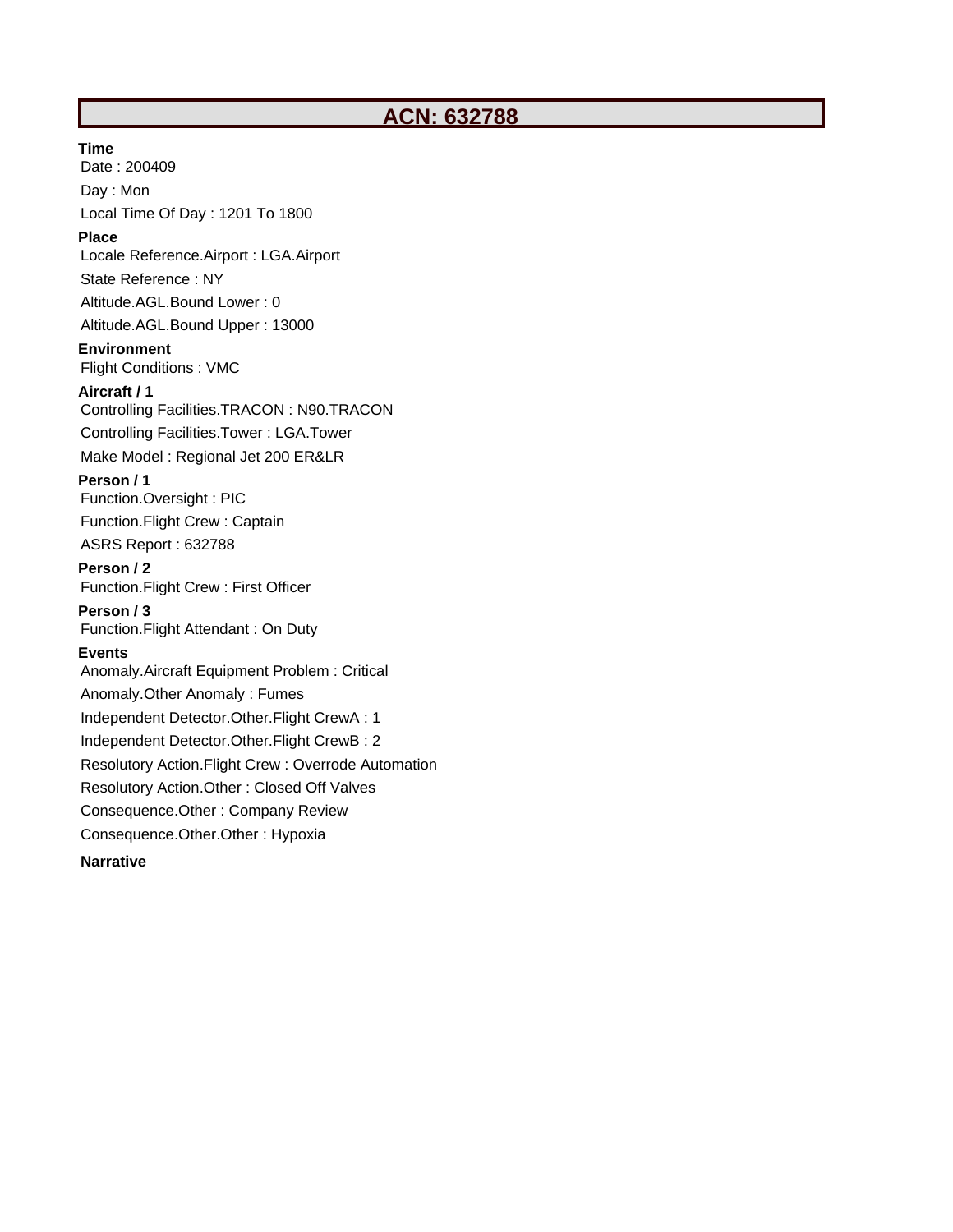# ACN: 632788

**Time**

Date : 200409

Day : Mon

Local Time Of Day : 1201 To 1800

**Place**

Locale Reference.Airport : LGA.Airport

State Reference : NY

Altitude.AGL.Bound Lower : 0

Altitude.AGL.Bound Upper : 13000

**Environment**

Flight Conditions : VMC

**Aircraft / 1**

Controlling Facilities.TRACON : N90.TRACON

Controlling Facilities.Tower : LGA.Tower

Make Model : Regional Jet 200 ER&LR

**Person / 1**

Function.Oversight : PIC

Function.Flight Crew : Captain

ASRS Report : 632788

**Person / 2**

Function.Flight Crew : First Officer

**Person / 3**

Function.Flight Attendant : On Duty

**Events**

Anomaly.Aircraft Equipment Problem : Critical

Anomaly.Other Anomaly : Fumes

Independent Detector.Other.Flight CrewA : 1

Independent Detector.Other.Flight CrewB : 2

Resolutory Action.Flight Crew : Overrode Automation

Resolutory Action.Other : Closed Off Valves

Consequence.Other : Company Review

Consequence.Other.Other : Hypoxia

**Narrative**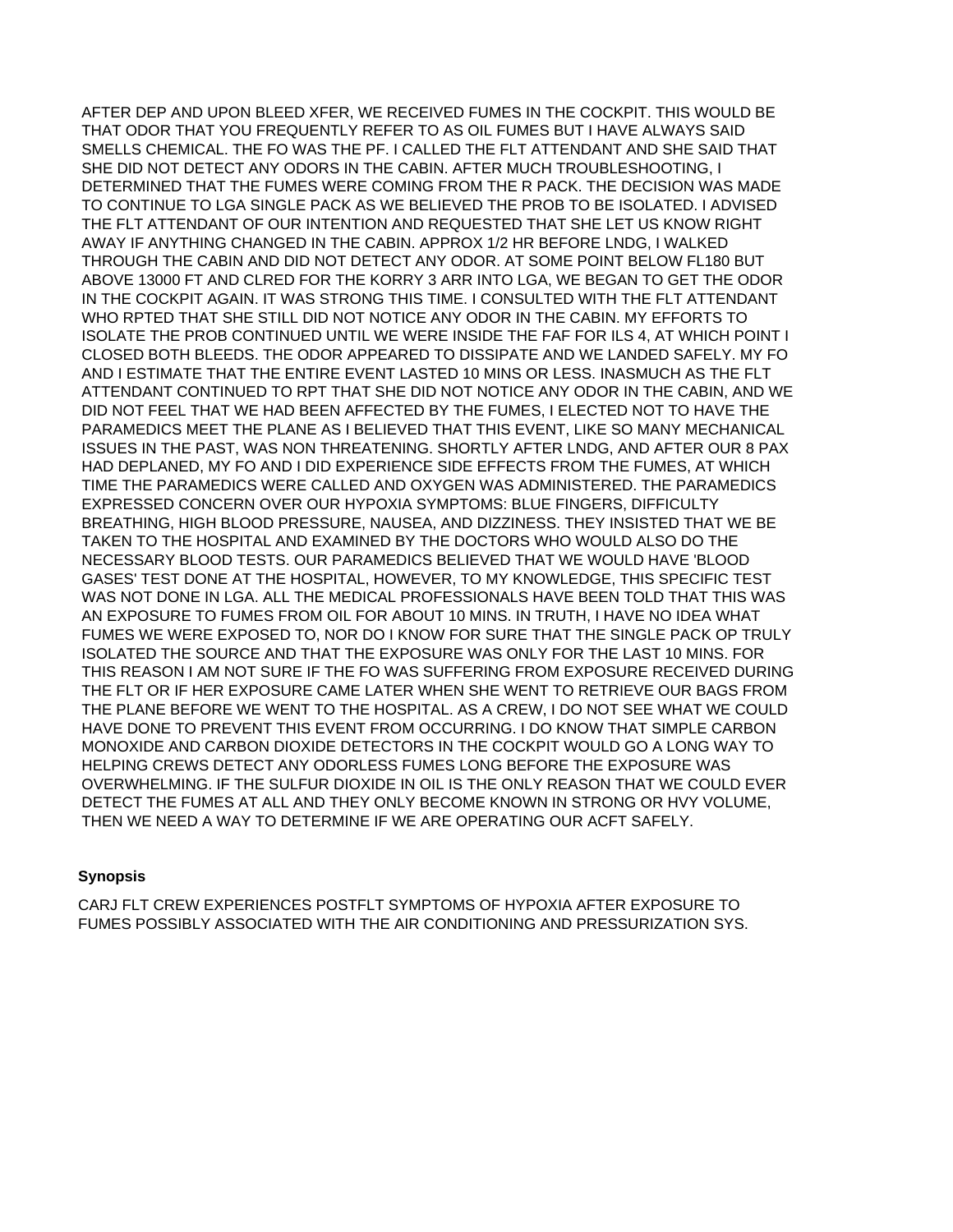AFTER DEP AND UPON BLEED XFER, WE RECEIVED FUMES IN THE COCKPIT. THIS WOULD BE THAT ODOR THAT YOU FREQUENTLY REFER TO AS OIL FUMES BUT I HAVE ALWAYS SAID SMELLS CHEMICAL. THE FO WAS THE PF. I CALLED THE FLT ATTENDANT AND SHE SAID THAT SHE DID NOT DETECT ANY ODORS IN THE CABIN. AFTER MUCH TROUBLESHOOTING, I DETERMINED THAT THE FUMES WERE COMING FROM THE R PACK. THE DECISION WAS MADE TO CONTINUE TO LGA SINGLE PACK AS WE BELIEVED THE PROB TO BE ISOLATED. I ADVISED THE FLT ATTENDANT OF OUR INTENTION AND REQUESTED THAT SHE LET US KNOW RIGHT AWAY IF ANYTHING CHANGED IN THE CABIN. APPROX 1/2 HR BEFORE LNDG, I WALKED THROUGH THE CABIN AND DID NOT DETECT ANY ODOR. AT SOME POINT BELOW FL180 BUT ABOVE 13000 FT AND CLRED FOR THE KORRY 3 ARR INTO LGA, WE BEGAN TO GET THE ODOR IN THE COCKPIT AGAIN. IT WAS STRONG THIS TIME. I CONSULTED WITH THE FLT ATTENDANT WHO RPTED THAT SHE STILL DID NOT NOTICE ANY ODOR IN THE CABIN. MY EFFORTS TO ISOLATE THE PROB CONTINUED UNTIL WE WERE INSIDE THE FAF FOR ILS 4, AT WHICH POINT I CLOSED BOTH BLEEDS. THE ODOR APPEARED TO DISSIPATE AND WE LANDED SAFELY. MY FO AND I ESTIMATE THAT THE ENTIRE EVENT LASTED 10 MINS OR LESS. INASMUCH AS THE FLT ATTENDANT CONTINUED TO RPT THAT SHE DID NOT NOTICE ANY ODOR IN THE CABIN, AND WE DID NOT FEEL THAT WE HAD BEEN AFFECTED BY THE FUMES, I ELECTED NOT TO HAVE THE PARAMEDICS MEET THE PLANE AS I BELIEVED THAT THIS EVENT, LIKE SO MANY MECHANICAL ISSUES IN THE PAST, WAS NON THREATENING. SHORTLY AFTER LNDG, AND AFTER OUR 8 PAX HAD DEPLANED, MY FO AND I DID EXPERIENCE SIDE EFFECTS FROM THE FUMES, AT WHICH TIME THE PARAMEDICS WERE CALLED AND OXYGEN WAS ADMINISTERED. THE PARAMEDICS EXPRESSED CONCERN OVER OUR HYPOXIA SYMPTOMS: BLUE FINGERS, DIFFICULTY BREATHING, HIGH BLOOD PRESSURE, NAUSEA, AND DIZZINESS. THEY INSISTED THAT WE BE TAKEN TO THE HOSPITAL AND EXAMINED BY THE DOCTORS WHO WOULD ALSO DO THE NECESSARY BLOOD TESTS. OUR PARAMEDICS BELIEVED THAT WE WOULD HAVE 'BLOOD GASES' TEST DONE AT THE HOSPITAL, HOWEVER, TO MY KNOWLEDGE, THIS SPECIFIC TEST WAS NOT DONE IN LGA. ALL THE MEDICAL PROFESSIONALS HAVE BEEN TOLD THAT THIS WAS AN EXPOSURE TO FUMES FROM OIL FOR ABOUT 10 MINS. IN TRUTH, I HAVE NO IDEA WHAT FUMES WE WERE EXPOSED TO, NOR DO I KNOW FOR SURE THAT THE SINGLE PACK OP TRULY ISOLATED THE SOURCE AND THAT THE EXPOSURE WAS ONLY FOR THE LAST 10 MINS. FOR THIS REASON I AM NOT SURE IF THE FO WAS SUFFERING FROM EXPOSURE RECEIVED DURING THE FLT OR IF HER EXPOSURE CAME LATER WHEN SHE WENT TO RETRIEVE OUR BAGS FROM THE PLANE BEFORE WE WENT TO THE HOSPITAL. AS A CREW, I DO NOT SEE WHAT WE COULD HAVE DONE TO PREVENT THIS EVENT FROM OCCURRING. I DO KNOW THAT SIMPLE CARBON MONOXIDE AND CARBON DIOXIDE DETECTORS IN THE COCKPIT WOULD GO A LONG WAY TO HELPING CREWS DETECT ANY ODORLESS FUMES LONG BEFORE THE EXPOSURE WAS OVERWHELMING. IF THE SULFUR DIOXIDE IN OIL IS THE ONLY REASON THAT WE COULD EVER DETECT THE FUMES AT ALL AND THEY ONLY BECOME KNOWN IN STRONG OR HVY VOLUME, THEN WE NEED A WAY TO DETERMINE IF WE ARE OPERATING OUR ACFT SAFELY.

### Synopsis

CARJ FLT CREW EXPERIENCES POSTFLT SYMPTOMS OF HYPOXIA AFTER EXPOSURE TO FUMES POSSIBLY ASSOCIATED WITH THE AIR CONDITIONING AND PRESSURIZATION SYS.